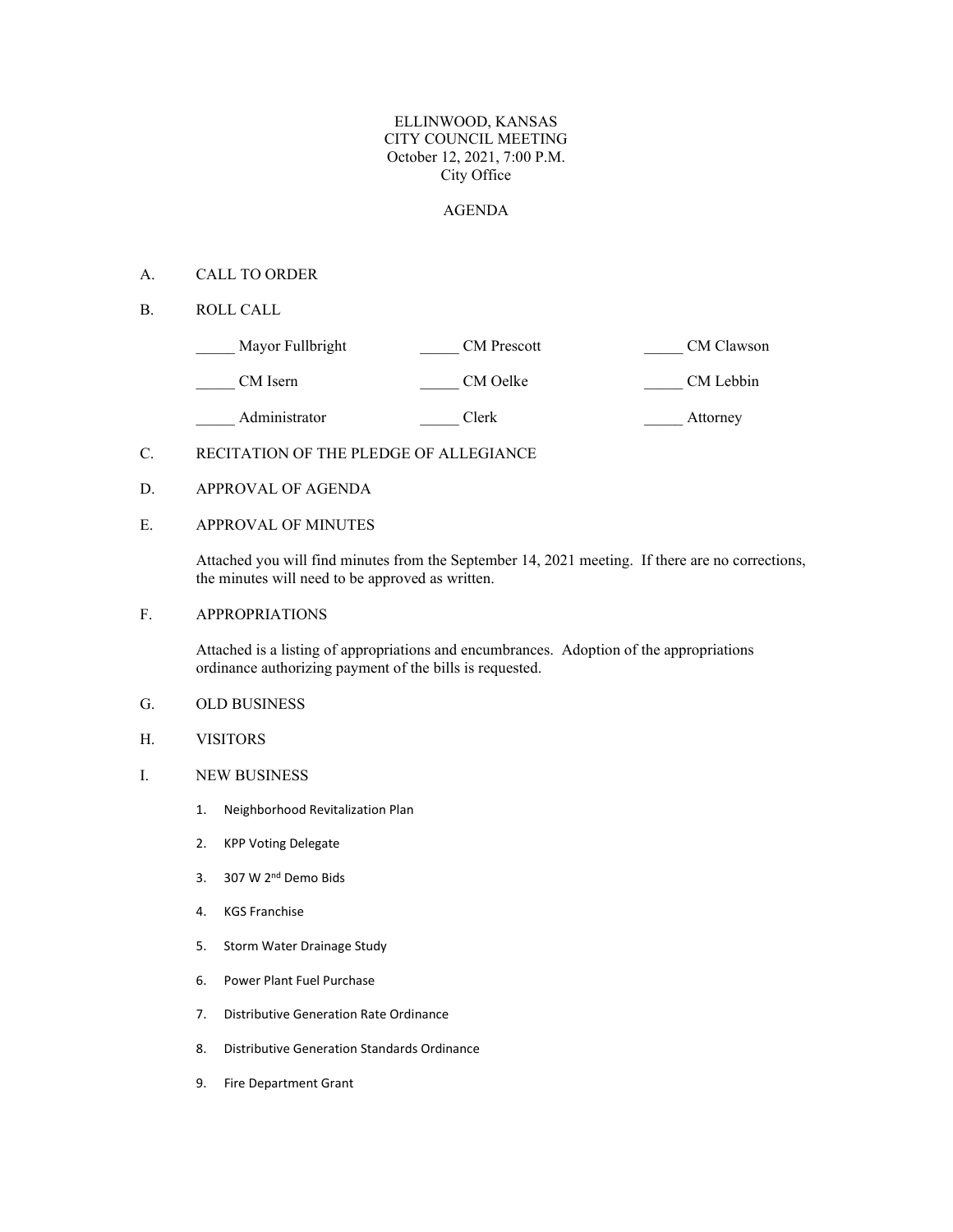# ELLINWOOD, KANSAS
## CITY COUNCIL MEETING
October 12, 2021, 7:00 P.M.
City Office

## AGENDA

A. CALL TO ORDER

B. ROLL CALL

| | | |
|---|---|---|
| _____ Mayor Fullbright | _____ CM Prescott | _____ CM Clawson |
| _____ CM Isern | _____ CM Oelke | _____ CM Lebbin |
| _____ Administrator | _____ Clerk | _____ Attorney |

C. RECITATION OF THE PLEDGE OF ALLEGIANCE

D. APPROVAL OF AGENDA

E. APPROVAL OF MINUTES

Attached you will find minutes from the September 14, 2021 meeting. If there are no corrections, the minutes will need to be approved as written.

F. APPROPRIATIONS

Attached is a listing of appropriations and encumbrances. Adoption of the appropriations ordinance authorizing payment of the bills is requested.

G. OLD BUSINESS

H. VISITORS

I. NEW BUSINESS

1. Neighborhood Revitalization Plan
2. KPP Voting Delegate
3. 307 W 2nd Demo Bids
4. KGS Franchise
5. Storm Water Drainage Study
6. Power Plant Fuel Purchase
7. Distributive Generation Rate Ordinance
8. Distributive Generation Standards Ordinance
9. Fire Department Grant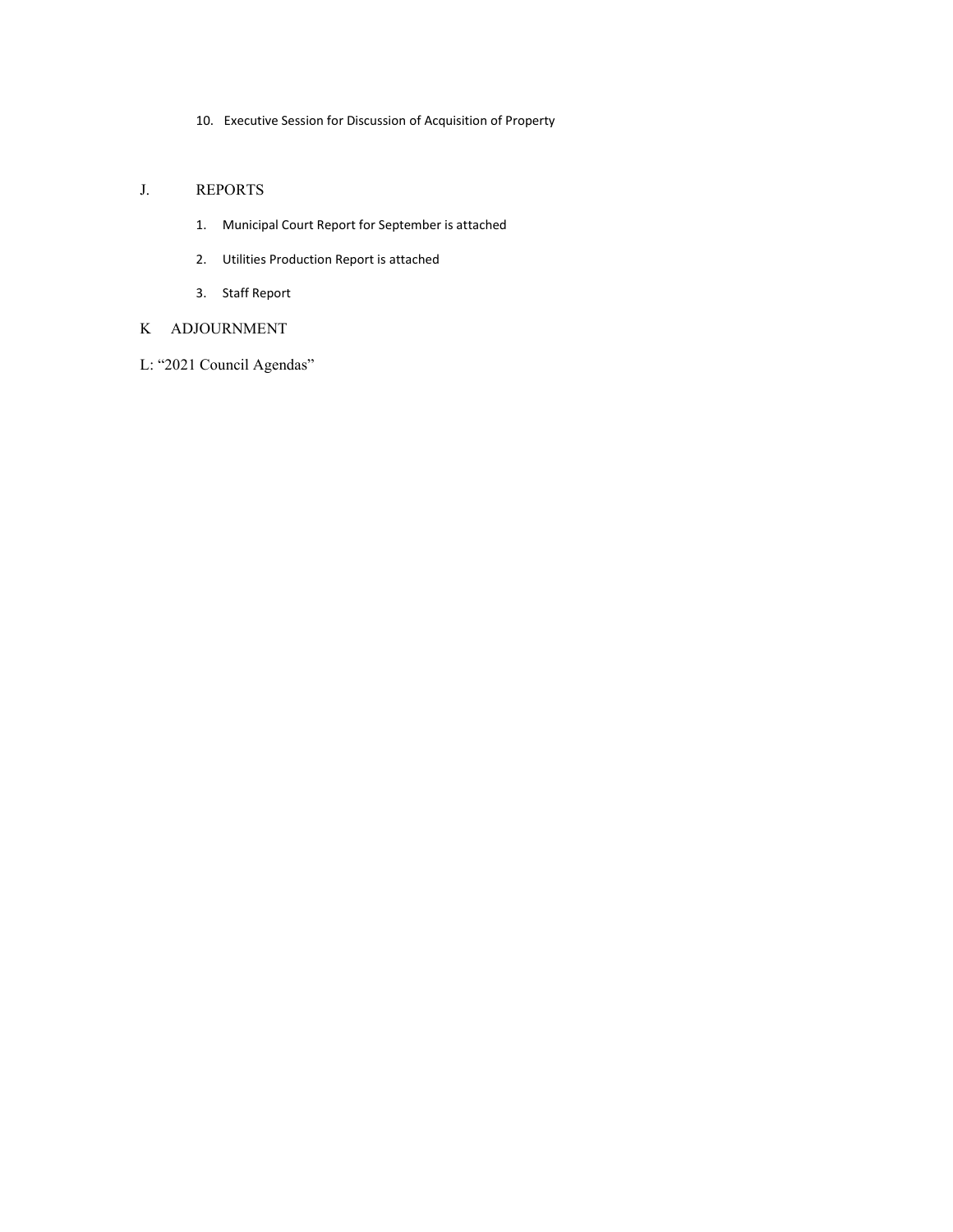10. Executive Session for Discussion of Acquisition of Property

## J. REPORTS

1. Municipal Court Report for September is attached

2. Utilities Production Report is attached

3. Staff Report

## K ADJOURNMENT

L: "2021 Council Agendas"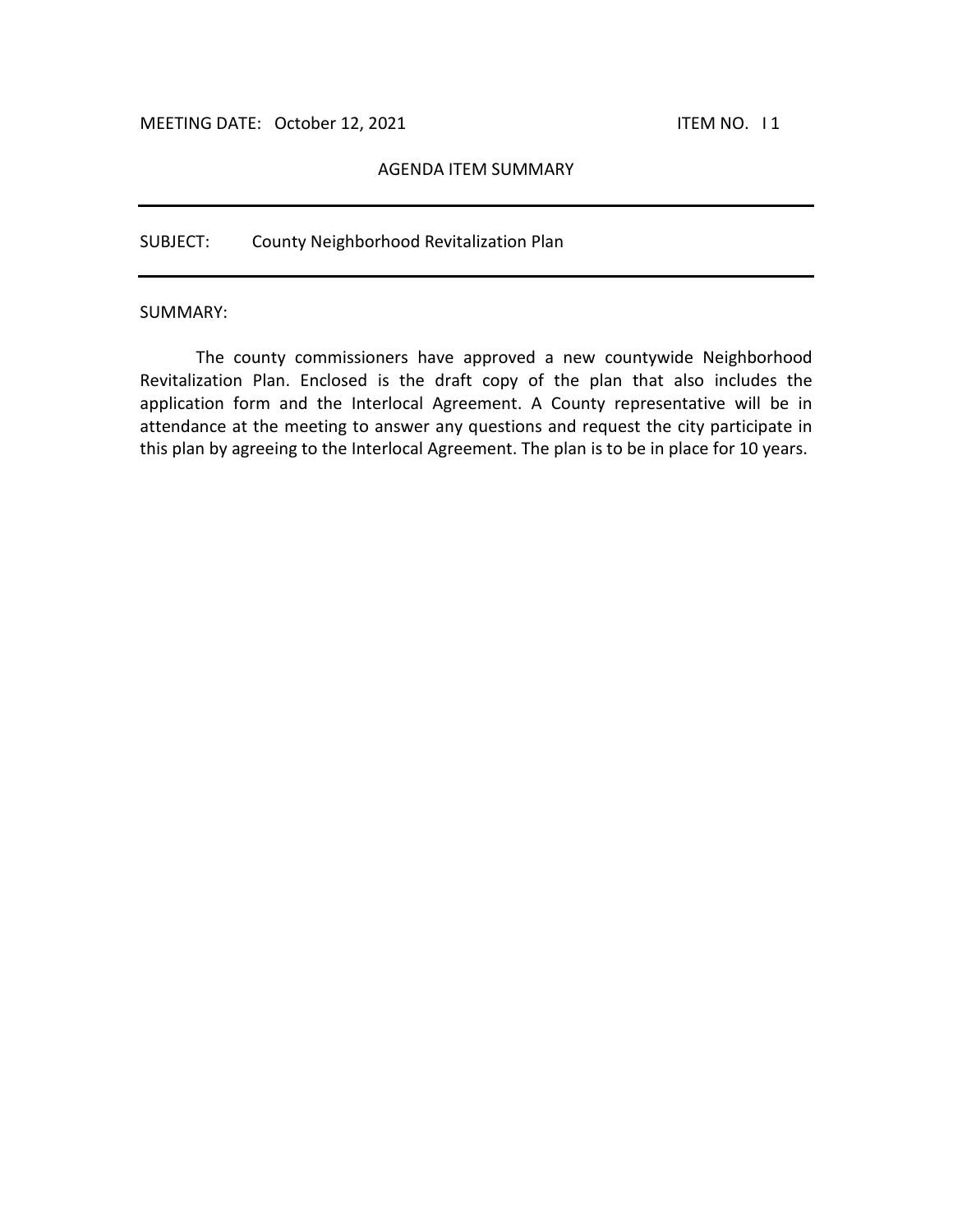MEETING DATE: October 12, 2021 ITEM NO. I 1

AGENDA ITEM SUMMARY

---

SUBJECT: County Neighborhood Revitalization Plan

---

SUMMARY:

The county commissioners have approved a new countywide Neighborhood Revitalization Plan. Enclosed is the draft copy of the plan that also includes the application form and the Interlocal Agreement. A County representative will be in attendance at the meeting to answer any questions and request the city participate in this plan by agreeing to the Interlocal Agreement. The plan is to be in place for 10 years.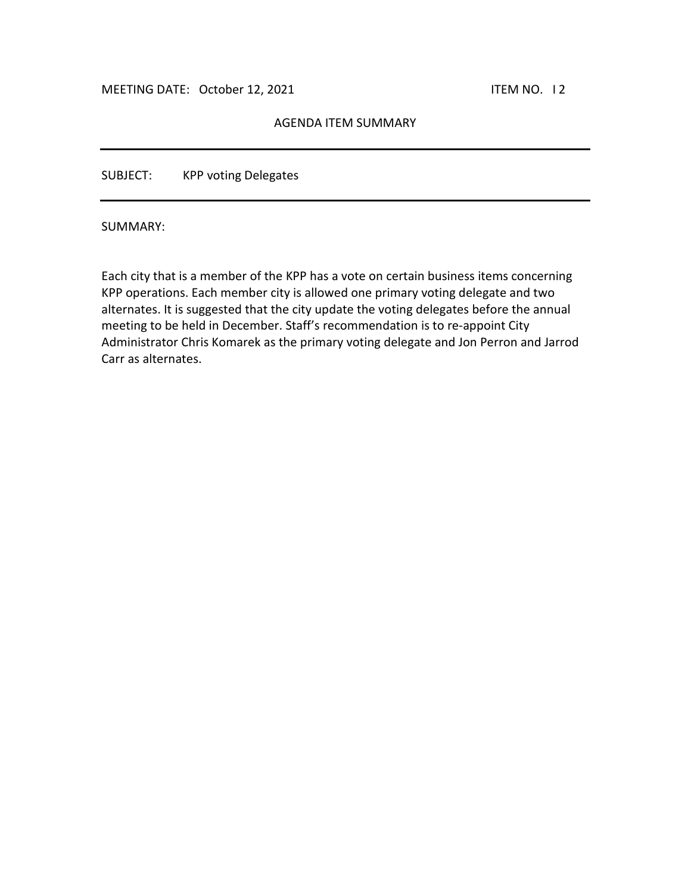MEETING DATE: October 12, 2021 ITEM NO. I 2

AGENDA ITEM SUMMARY

---

SUBJECT: KPP voting Delegates

---

SUMMARY:

Each city that is a member of the KPP has a vote on certain business items concerning KPP operations. Each member city is allowed one primary voting delegate and two alternates. It is suggested that the city update the voting delegates before the annual meeting to be held in December. Staff's recommendation is to re-appoint City Administrator Chris Komarek as the primary voting delegate and Jon Perron and Jarrod Carr as alternates.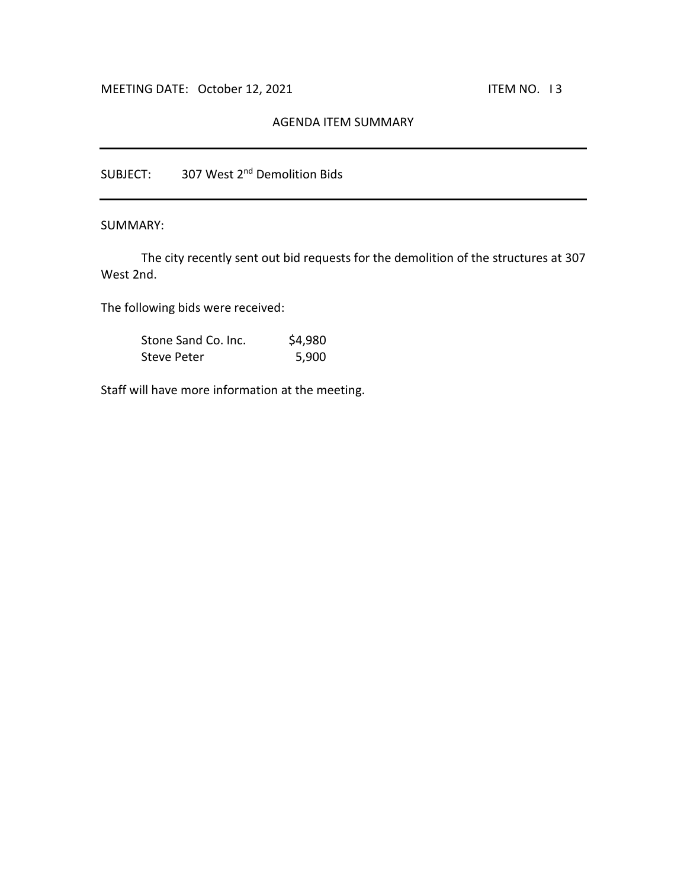MEETING DATE: October 12, 2021 ITEM NO. I 3

AGENDA ITEM SUMMARY

---

SUBJECT: 307 West 2nd Demolition Bids

---

SUMMARY:

The city recently sent out bid requests for the demolition of the structures at 307 West 2nd.

The following bids were received:

| | |
|---|---|
| Stone Sand Co. Inc. | $4,980 |
| Steve Peter | 5,900 |

Staff will have more information at the meeting.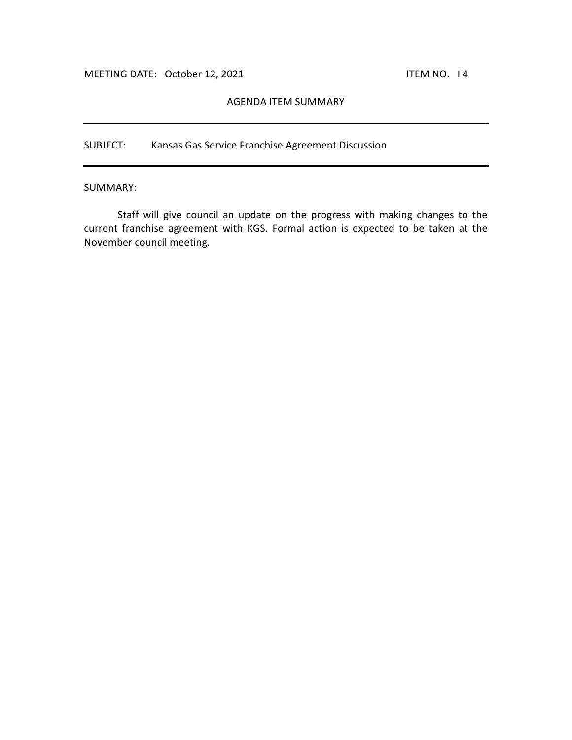MEETING DATE: October 12, 2021 ITEM NO. I 4

## AGENDA ITEM SUMMARY

---

SUBJECT: Kansas Gas Service Franchise Agreement Discussion

---

SUMMARY:

Staff will give council an update on the progress with making changes to the current franchise agreement with KGS. Formal action is expected to be taken at the November council meeting.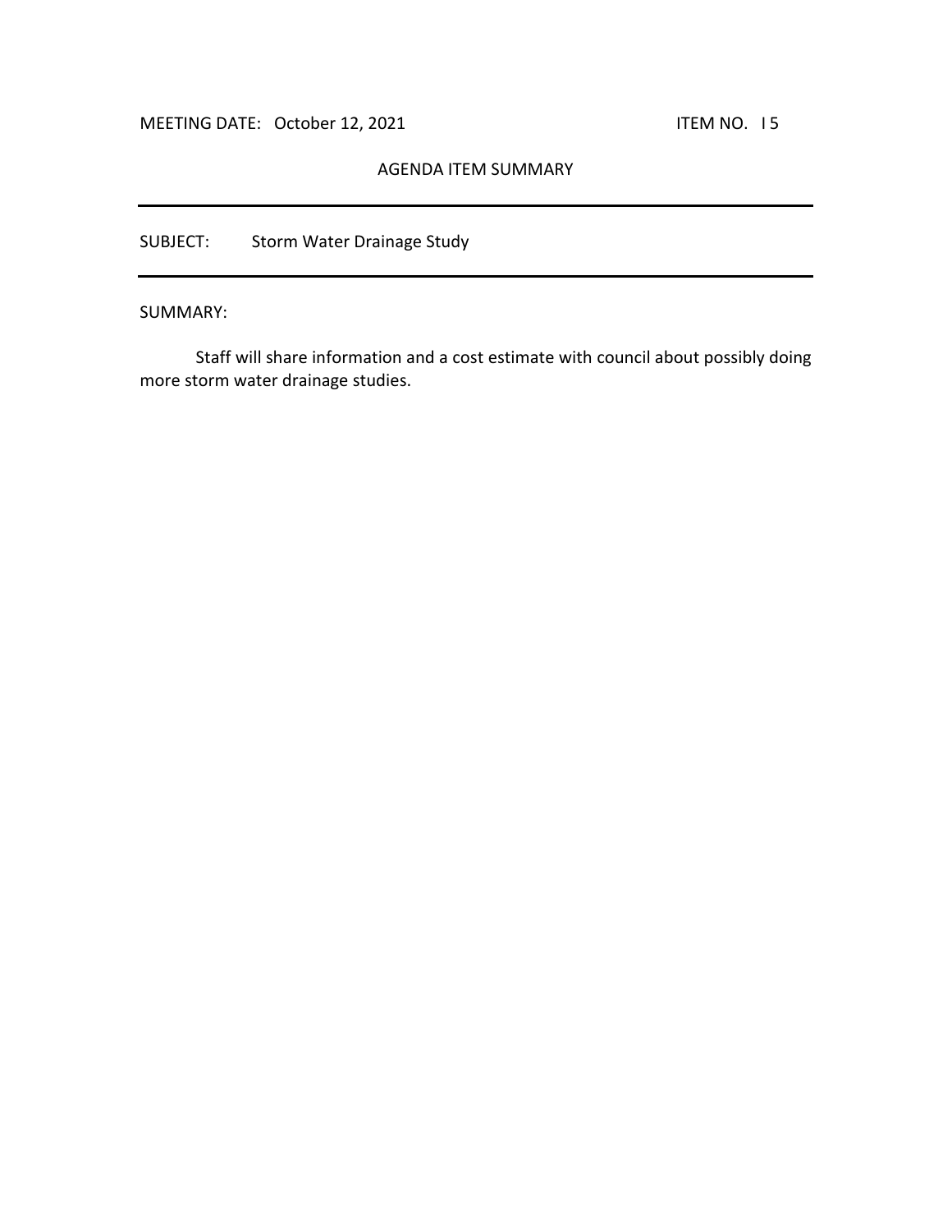MEETING DATE: October 12, 2021 ITEM NO. I 5

AGENDA ITEM SUMMARY

---

SUBJECT: Storm Water Drainage Study

---

SUMMARY:

Staff will share information and a cost estimate with council about possibly doing more storm water drainage studies.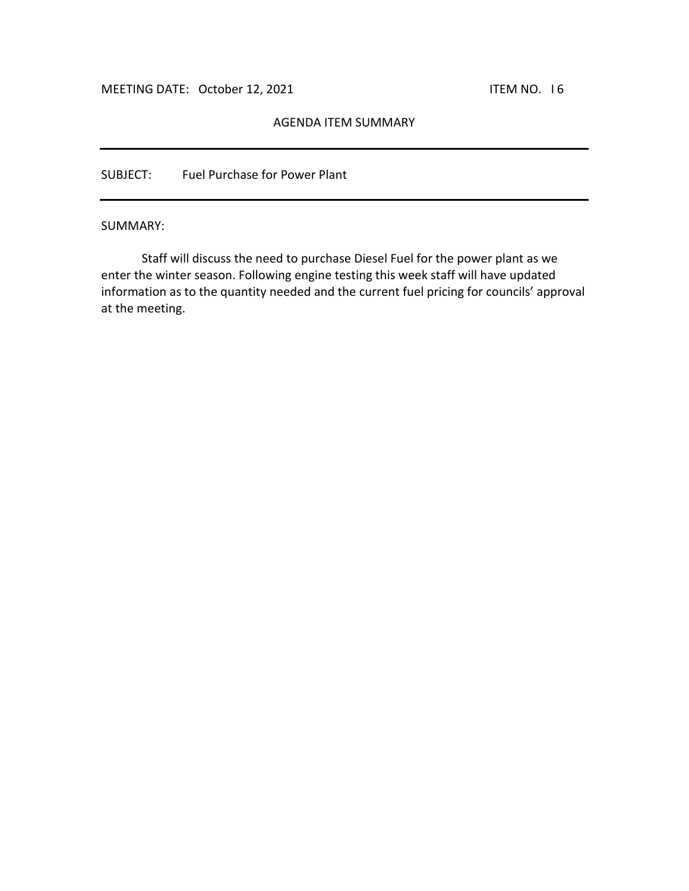MEETING DATE: October 12, 2021 ITEM NO. I 6

AGENDA ITEM SUMMARY

---

SUBJECT: Fuel Purchase for Power Plant

---

SUMMARY:

Staff will discuss the need to purchase Diesel Fuel for the power plant as we enter the winter season. Following engine testing this week staff will have updated information as to the quantity needed and the current fuel pricing for councils' approval at the meeting.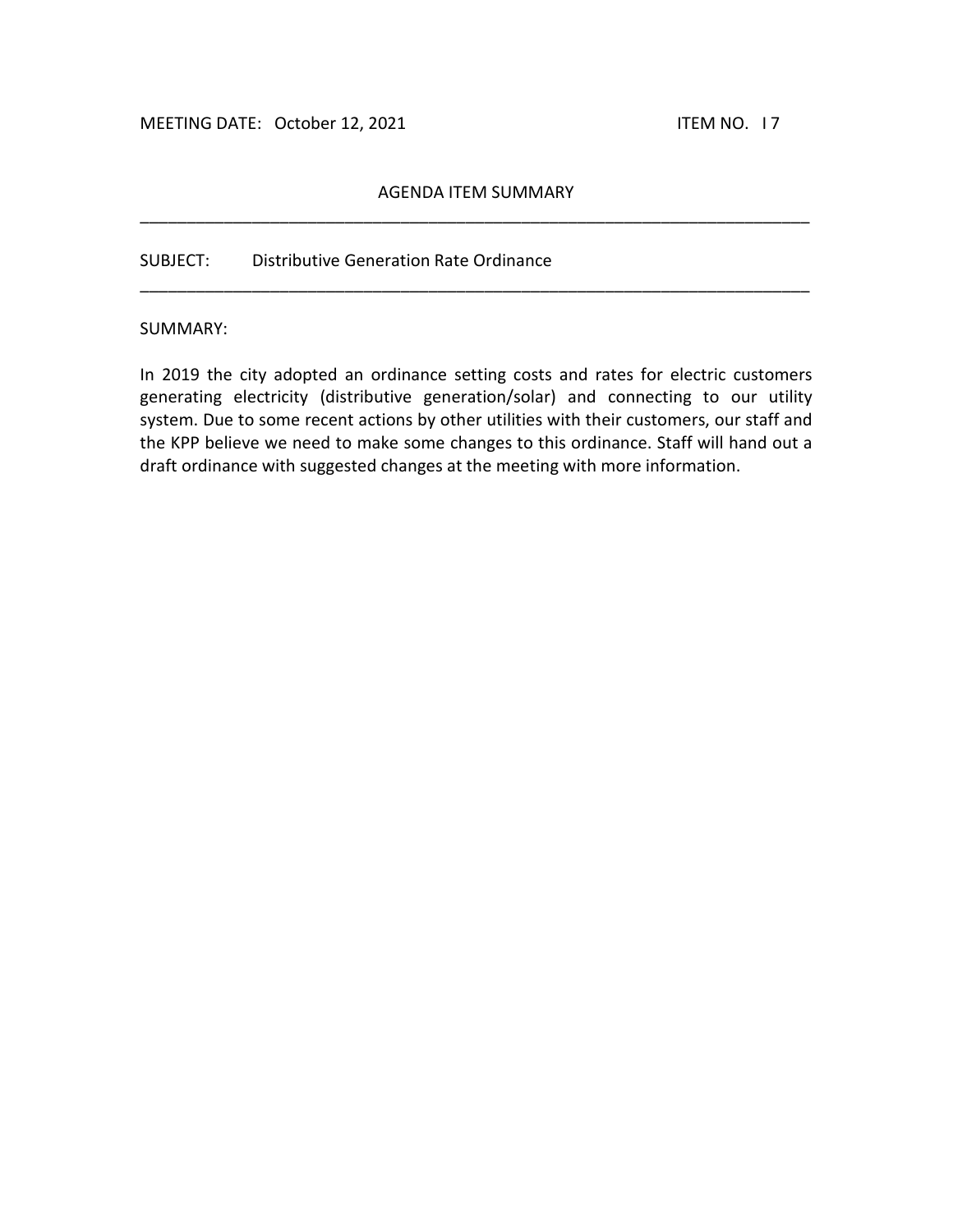MEETING DATE: October 12, 2021 ITEM NO. I 7

AGENDA ITEM SUMMARY

---

SUBJECT: Distributive Generation Rate Ordinance

---

SUMMARY:

In 2019 the city adopted an ordinance setting costs and rates for electric customers generating electricity (distributive generation/solar) and connecting to our utility system. Due to some recent actions by other utilities with their customers, our staff and the KPP believe we need to make some changes to this ordinance. Staff will hand out a draft ordinance with suggested changes at the meeting with more information.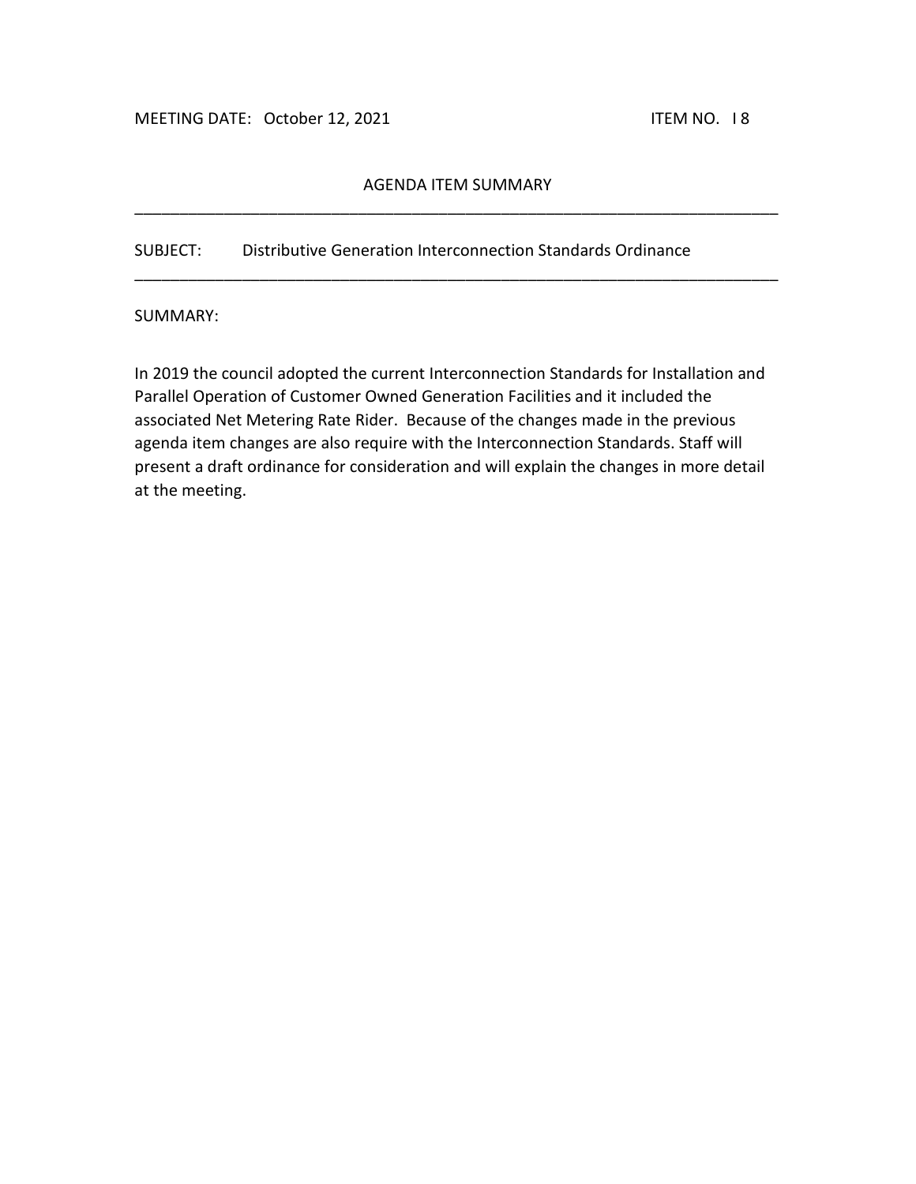MEETING DATE: October 12, 2021 ITEM NO. I 8

AGENDA ITEM SUMMARY

---

SUBJECT: Distributive Generation Interconnection Standards Ordinance

---

SUMMARY:

In 2019 the council adopted the current Interconnection Standards for Installation and Parallel Operation of Customer Owned Generation Facilities and it included the associated Net Metering Rate Rider. Because of the changes made in the previous agenda item changes are also require with the Interconnection Standards. Staff will present a draft ordinance for consideration and will explain the changes in more detail at the meeting.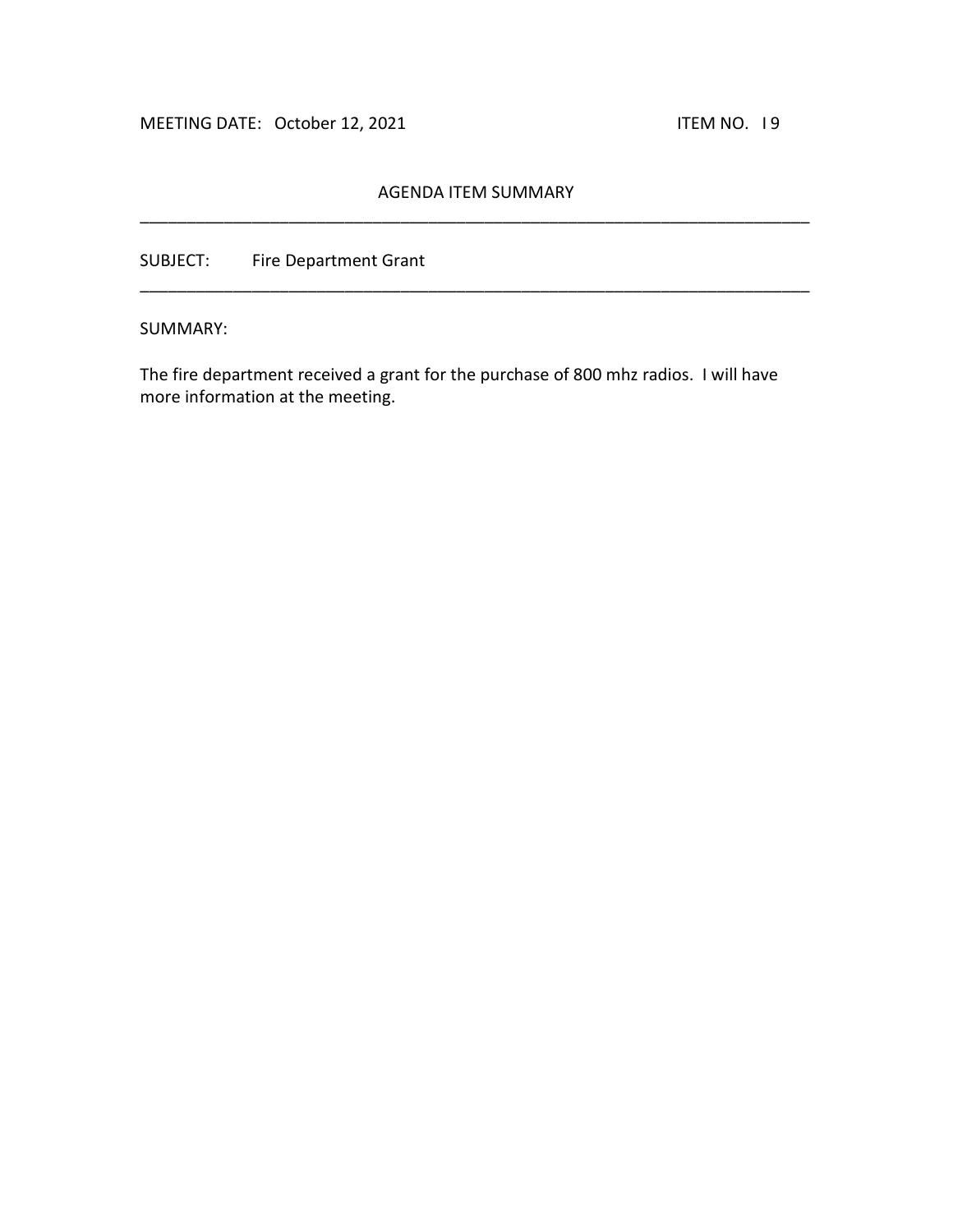MEETING DATE: October 12, 2021 ITEM NO. I 9

## AGENDA ITEM SUMMARY

---

SUBJECT: Fire Department Grant

---

SUMMARY:

The fire department received a grant for the purchase of 800 mhz radios. I will have more information at the meeting.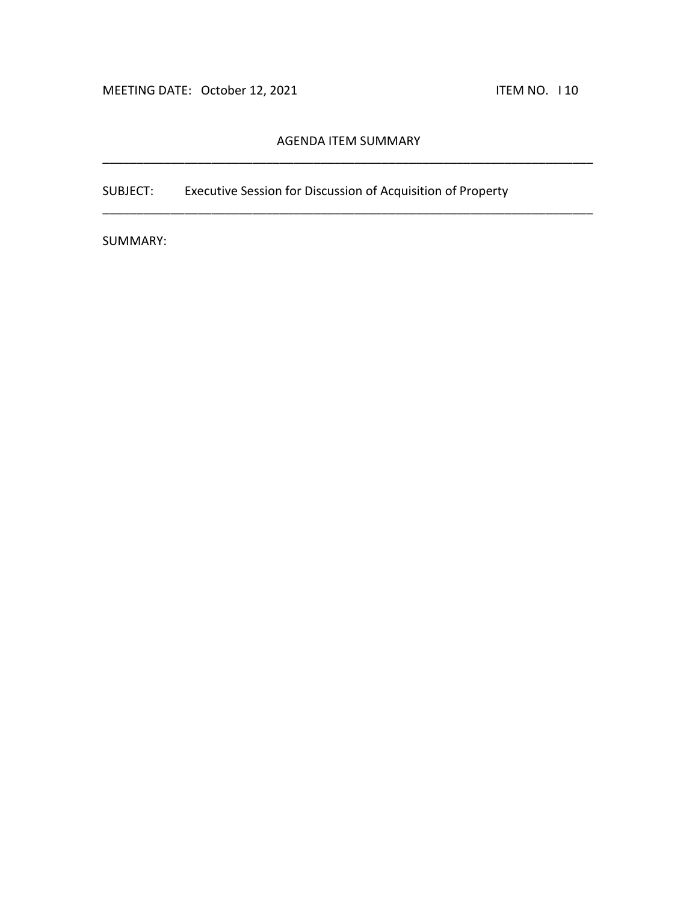MEETING DATE: October 12, 2021 ITEM NO. I 10

## AGENDA ITEM SUMMARY

---

SUBJECT: Executive Session for Discussion of Acquisition of Property

---

SUMMARY: